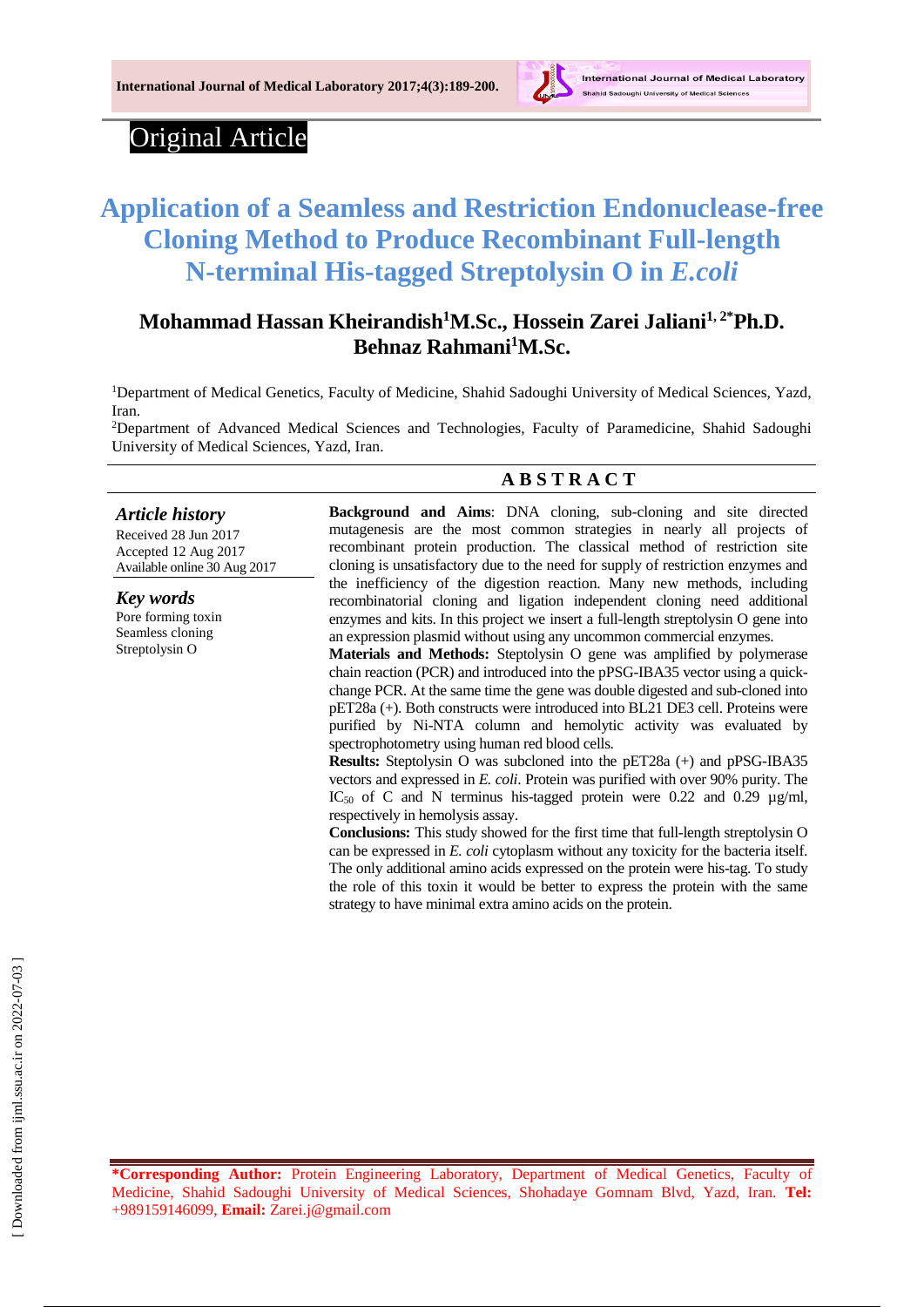Original Article

# Application of a Seamless and Restriction Endonuclease-free Cloning Method to Produce Recombinant Full-length N-terminal His-tagged Streptolysin O in *E.coli*

**Mohammad Hassan Kheirandish[1]M.Sc., Hossein Zarei Jaliani[1, 2*]Ph.D. Behnaz Rahmani[1]M.Sc.**

[1]Department of Medical Genetics, Faculty of Medicine, Shahid Sadoughi University of Medical Sciences, Yazd, Iran.

[2]Department of Advanced Medical Sciences and Technologies, Faculty of Paramedicine, Shahid Sadoughi University of Medical Sciences, Yazd, Iran.

### *Article history*

Received 28 Jun 2017
Accepted 12 Aug 2017
Available online 30 Aug 2017

### *Key words*

Pore forming toxin
Seamless cloning
Streptolysin O

## ABSTRACT

**Background and Aims**: DNA cloning, sub-cloning and site directed mutagenesis are the most common strategies in nearly all projects of recombinant protein production. The classical method of restriction site cloning is unsatisfactory due to the need for supply of restriction enzymes and the inefficiency of the digestion reaction. Many new methods, including recombinatorial cloning and ligation independent cloning need additional enzymes and kits. In this project we insert a full-length streptolysin O gene into an expression plasmid without using any uncommon commercial enzymes.

**Materials and Methods:** Steptolysin O gene was amplified by polymerase chain reaction (PCR) and introduced into the pPSG-IBA35 vector using a quick-change PCR. At the same time the gene was double digested and sub-cloned into pET28a (+). Both constructs were introduced into BL21 DE3 cell. Proteins were purified by Ni-NTA column and hemolytic activity was evaluated by spectrophotometry using human red blood cells.

**Results:** Steptolysin O was subcloned into the pET28a (+) and pPSG-IBA35 vectors and expressed in *E. coli*. Protein was purified with over 90% purity. The $IC_{50}$ of C and N terminus his-tagged protein were 0.22 and 0.29 µg/ml, respectively in hemolysis assay.

**Conclusions:** This study showed for the first time that full-length streptolysin O can be expressed in *E. coli* cytoplasm without any toxicity for the bacteria itself. The only additional amino acids expressed on the protein were his-tag. To study the role of this toxin it would be better to express the protein with the same strategy to have minimal extra amino acids on the protein.

**\*Corresponding Author:** Protein Engineering Laboratory, Department of Medical Genetics, Faculty of Medicine, Shahid Sadoughi University of Medical Sciences, Shohadaye Gomnam Blvd, Yazd, Iran. **Tel:** +989159146099, **Email:** Zarei.j@gmail.com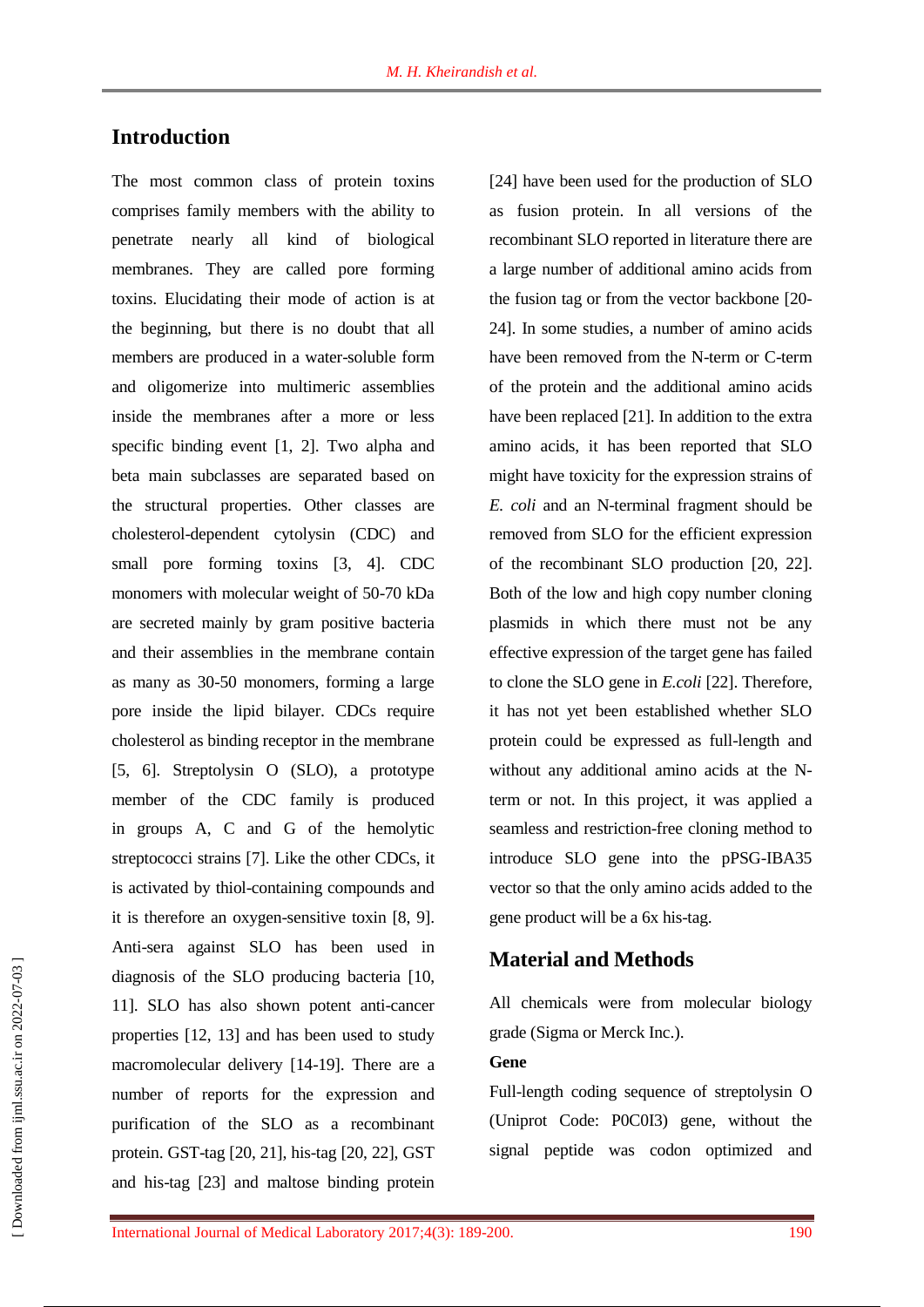## Introduction

The most common class of protein toxins comprises family members with the ability to penetrate nearly all kind of biological membranes. They are called pore forming toxins. Elucidating their mode of action is at the beginning, but there is no doubt that all members are produced in a water-soluble form and oligomerize into multimeric assemblies inside the membranes after a more or less specific binding event [1, 2]. Two alpha and beta main subclasses are separated based on the structural properties. Other classes are cholesterol-dependent cytolysin (CDC) and small pore forming toxins [3, 4]. CDC monomers with molecular weight of 50-70 kDa are secreted mainly by gram positive bacteria and their assemblies in the membrane contain as many as 30-50 monomers, forming a large pore inside the lipid bilayer. CDCs require cholesterol as binding receptor in the membrane [5, 6]. Streptolysin O (SLO), a prototype member of the CDC family is produced in groups A, C and G of the hemolytic streptococci strains [7]. Like the other CDCs, it is activated by thiol-containing compounds and it is therefore an oxygen-sensitive toxin [8, 9]. Anti-sera against SLO has been used in diagnosis of the SLO producing bacteria [10, 11]. SLO has also shown potent anti-cancer properties [12, 13] and has been used to study macromolecular delivery [14-19]. There are a number of reports for the expression and purification of the SLO as a recombinant protein. GST-tag [20, 21], his-tag [20, 22], GST and his-tag [23] and maltose binding protein [24] have been used for the production of SLO as fusion protein. In all versions of the recombinant SLO reported in literature there are a large number of additional amino acids from the fusion tag or from the vector backbone [20-24]. In some studies, a number of amino acids have been removed from the N-term or C-term of the protein and the additional amino acids have been replaced [21]. In addition to the extra amino acids, it has been reported that SLO might have toxicity for the expression strains of *E. coli* and an N-terminal fragment should be removed from SLO for the efficient expression of the recombinant SLO production [20, 22]. Both of the low and high copy number cloning plasmids in which there must not be any effective expression of the target gene has failed to clone the SLO gene in *E.coli* [22]. Therefore, it has not yet been established whether SLO protein could be expressed as full-length and without any additional amino acids at the N-term or not. In this project, it was applied a seamless and restriction-free cloning method to introduce SLO gene into the pPSG-IBA35 vector so that the only amino acids added to the gene product will be a 6x his-tag.

## Material and Methods

All chemicals were from molecular biology grade (Sigma or Merck Inc.).

**Gene**

Full-length coding sequence of streptolysin O (Uniprot Code: P0C0I3) gene, without the signal peptide was codon optimized and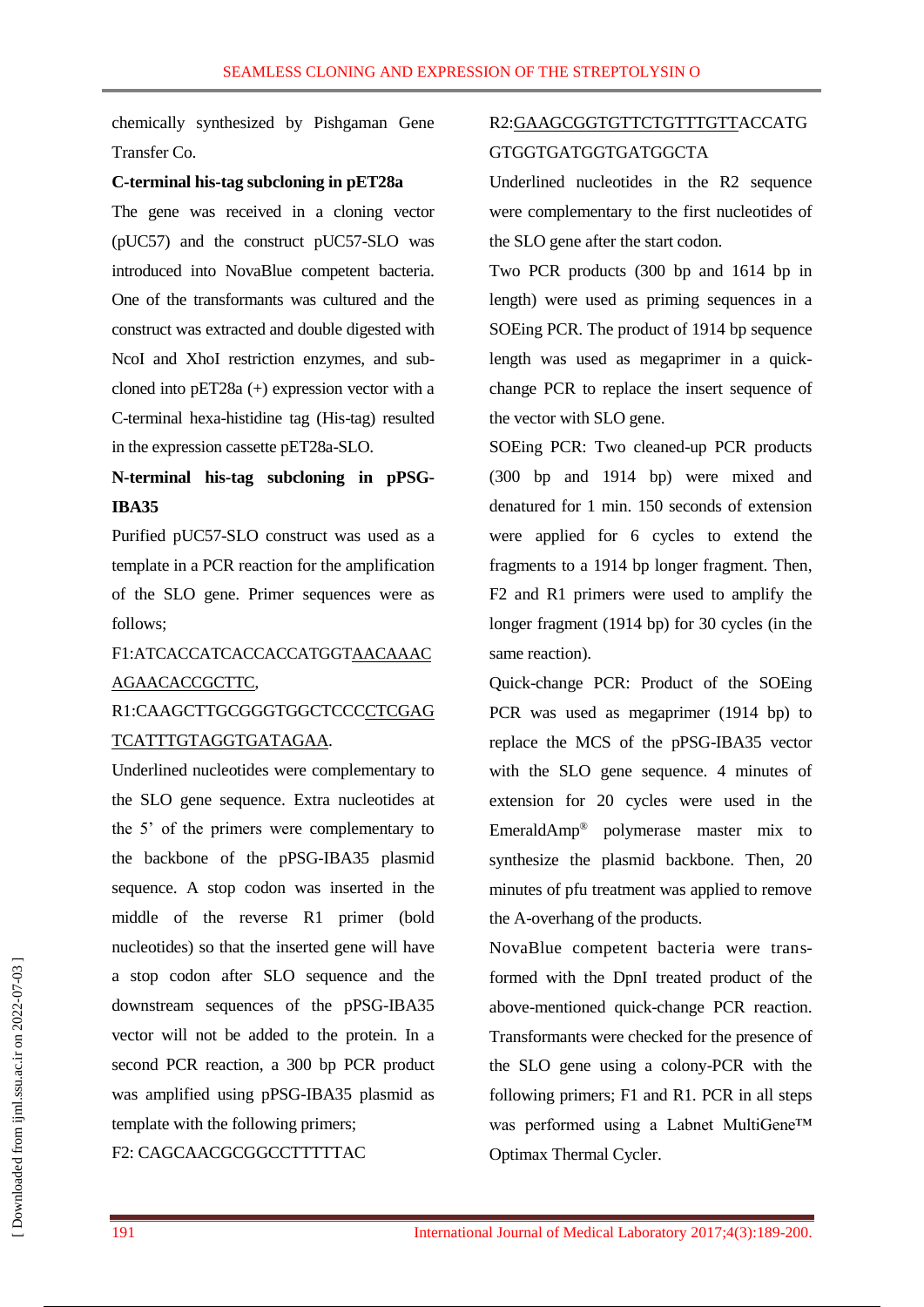chemically synthesized by Pishgaman Gene Transfer Co.

**C-terminal his-tag subcloning in pET28a**

The gene was received in a cloning vector (pUC57) and the construct pUC57-SLO was introduced into NovaBlue competent bacteria. One of the transformants was cultured and the construct was extracted and double digested with NcoI and XhoI restriction enzymes, and sub-cloned into pET28a (+) expression vector with a C-terminal hexa-histidine tag (His-tag) resulted in the expression cassette pET28a-SLO.

**N-terminal his-tag subcloning in pPSG-IBA35**

Purified pUC57-SLO construct was used as a template in a PCR reaction for the amplification of the SLO gene. Primer sequences were as follows;

F1:ATCACCATCACCACCATGGT<u>AACAAACAGAACACCGCTTC</u>,

R1:CAAGCTTGCGGGTGGCTCCC<u>CTCGAGTCATTTGTAGGTGATAGAA</u>.

Underlined nucleotides were complementary to the SLO gene sequence. Extra nucleotides at the 5' of the primers were complementary to the backbone of the pPSG-IBA35 plasmid sequence. A stop codon was inserted in the middle of the reverse R1 primer (bold nucleotides) so that the inserted gene will have a stop codon after SLO sequence and the downstream sequences of the pPSG-IBA35 vector will not be added to the protein. In a second PCR reaction, a 300 bp PCR product was amplified using pPSG-IBA35 plasmid as template with the following primers;

F2: CAGCAACGCGGCCTTTTTAC

R2:<u>GAAGCGGTGTTCTGTTTGTT</u>ACCATGGTGGTGATGGTGATGGCTA

Underlined nucleotides in the R2 sequence were complementary to the first nucleotides of the SLO gene after the start codon.

Two PCR products (300 bp and 1614 bp in length) were used as priming sequences in a SOEing PCR. The product of 1914 bp sequence length was used as megaprimer in a quick-change PCR to replace the insert sequence of the vector with SLO gene.

SOEing PCR: Two cleaned-up PCR products (300 bp and 1914 bp) were mixed and denatured for 1 min. 150 seconds of extension were applied for 6 cycles to extend the fragments to a 1914 bp longer fragment. Then, F2 and R1 primers were used to amplify the longer fragment (1914 bp) for 30 cycles (in the same reaction).

Quick-change PCR: Product of the SOEing PCR was used as megaprimer (1914 bp) to replace the MCS of the pPSG-IBA35 vector with the SLO gene sequence. 4 minutes of extension for 20 cycles were used in the EmeraldAmp® polymerase master mix to synthesize the plasmid backbone. Then, 20 minutes of pfu treatment was applied to remove the A-overhang of the products.

NovaBlue competent bacteria were transformed with the DpnI treated product of the above-mentioned quick-change PCR reaction. Transformants were checked for the presence of the SLO gene using a colony-PCR with the following primers; F1 and R1. PCR in all steps was performed using a Labnet MultiGene™ Optimax Thermal Cycler.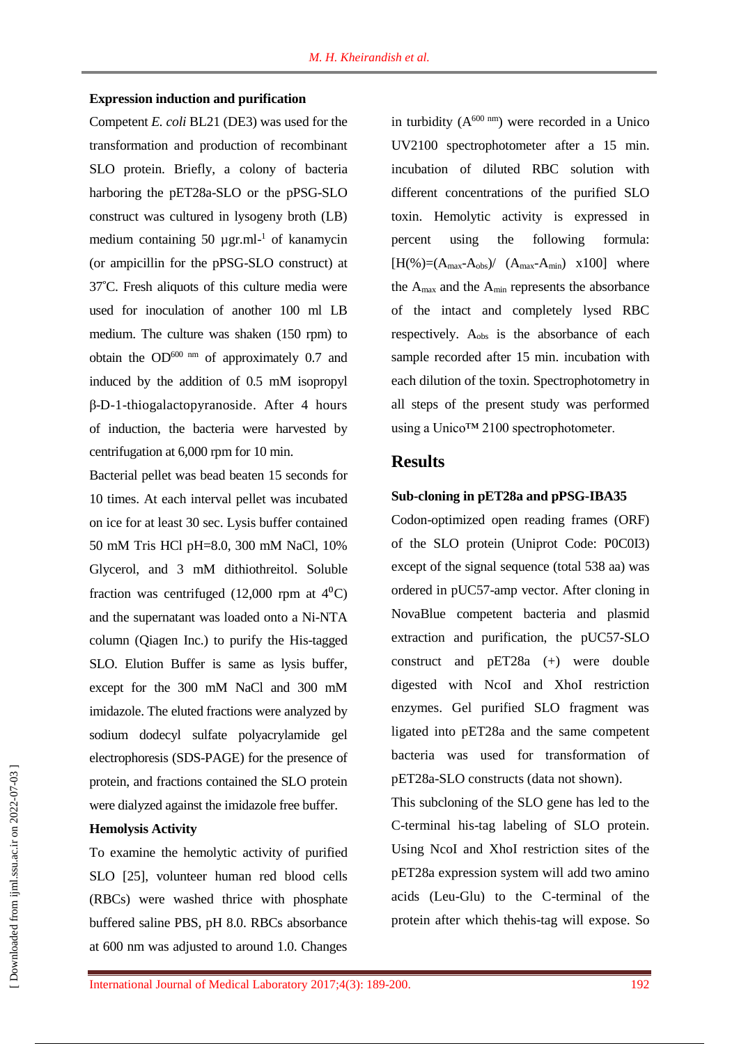### Expression induction and purification

Competent *E. coli* BL21 (DE3) was used for the transformation and production of recombinant SLO protein. Briefly, a colony of bacteria harboring the pET28a-SLO or the pPSG-SLO construct was cultured in lysogeny broth (LB) medium containing 50 µgr.ml-[1] of kanamycin (or ampicillin for the pPSG-SLO construct) at 37°C. Fresh aliquots of this culture media were used for inoculation of another 100 ml LB medium. The culture was shaken (150 rpm) to obtain the $OD^{600\ nm}$ of approximately 0.7 and induced by the addition of 0.5 mM isopropyl β-D-1-thiogalactopyranoside. After 4 hours of induction, the bacteria were harvested by centrifugation at 6,000 rpm for 10 min.

Bacterial pellet was bead beaten 15 seconds for 10 times. At each interval pellet was incubated on ice for at least 30 sec. Lysis buffer contained 50 mM Tris HCl pH=8.0, 300 mM NaCl, 10% Glycerol, and 3 mM dithiothreitol. Soluble fraction was centrifuged (12,000 rpm at $4^0$C) and the supernatant was loaded onto a Ni-NTA column (Qiagen Inc.) to purify the His-tagged SLO. Elution Buffer is same as lysis buffer, except for the 300 mM NaCl and 300 mM imidazole. The eluted fractions were analyzed by sodium dodecyl sulfate polyacrylamide gel electrophoresis (SDS-PAGE) for the presence of protein, and fractions contained the SLO protein were dialyzed against the imidazole free buffer.

### Hemolysis Activity

To examine the hemolytic activity of purified SLO [25], volunteer human red blood cells (RBCs) were washed thrice with phosphate buffered saline PBS, pH 8.0. RBCs absorbance at 600 nm was adjusted to around 1.0. Changes in turbidity ($A^{600\ nm}$) were recorded in a Unico UV2100 spectrophotometer after a 15 min. incubation of diluted RBC solution with different concentrations of the purified SLO toxin. Hemolytic activity is expressed in percent using the following formula: $[H(\%)=(A_{max}-A_{obs})/\ (A_{max}-A_{min})\ x100]$ where the $A_{max}$ and the $A_{min}$ represents the absorbance of the intact and completely lysed RBC respectively. $A_{obs}$ is the absorbance of each sample recorded after 15 min. incubation with each dilution of the toxin. Spectrophotometry in all steps of the present study was performed using a Unico™ 2100 spectrophotometer.

## Results

### Sub-cloning in pET28a and pPSG-IBA35

Codon-optimized open reading frames (ORF) of the SLO protein (Uniprot Code: P0C0I3) except of the signal sequence (total 538 aa) was ordered in pUC57-amp vector. After cloning in NovaBlue competent bacteria and plasmid extraction and purification, the pUC57-SLO construct and pET28a (+) were double digested with NcoI and XhoI restriction enzymes. Gel purified SLO fragment was ligated into pET28a and the same competent bacteria was used for transformation of pET28a-SLO constructs (data not shown).

This subcloning of the SLO gene has led to the C-terminal his-tag labeling of SLO protein. Using NcoI and XhoI restriction sites of the pET28a expression system will add two amino acids (Leu-Glu) to the C-terminal of the protein after which thehis-tag will expose. So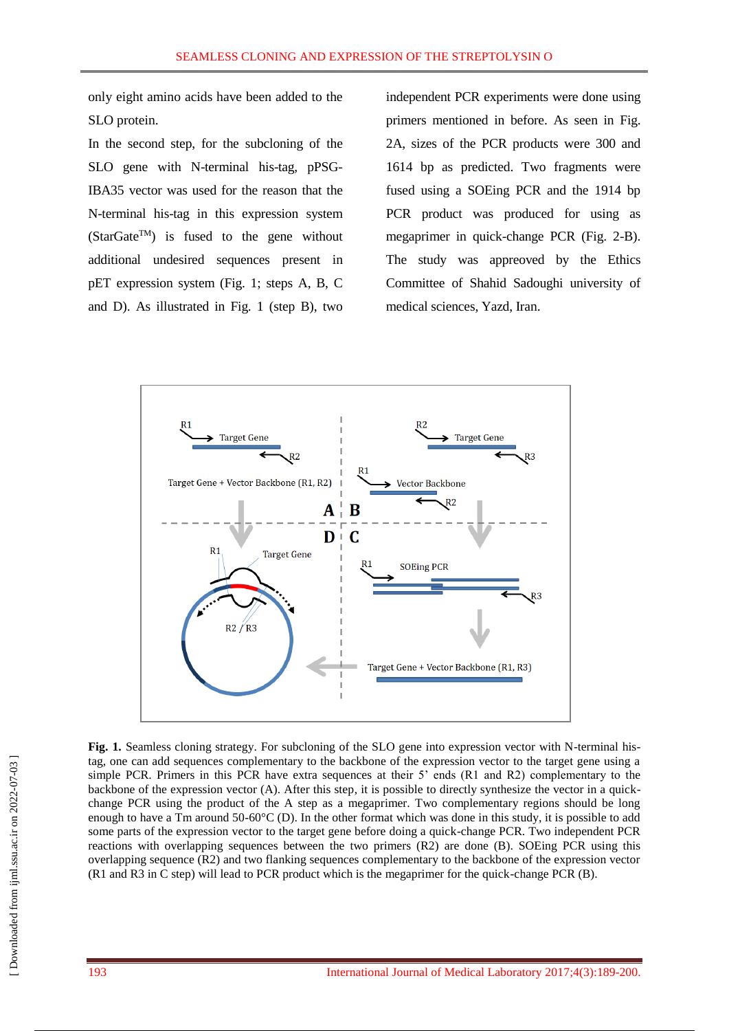only eight amino acids have been added to the SLO protein.

In the second step, for the subcloning of the SLO gene with N-terminal his-tag, pPSG-IBA35 vector was used for the reason that the N-terminal his-tag in this expression system (StarGate™) is fused to the gene without additional undesired sequences present in pET expression system (Fig. 1; steps A, B, C and D). As illustrated in Fig. 1 (step B), two independent PCR experiments were done using primers mentioned in before. As seen in Fig. 2A, sizes of the PCR products were 300 and 1614 bp as predicted. Two fragments were fused using a SOEing PCR and the 1914 bp PCR product was produced for using as megaprimer in quick-change PCR (Fig. 2-B). The study was approved by the Ethics Committee of Shahid Sadoughi university of medical sciences, Yazd, Iran.

**Fig. 1.** Seamless cloning strategy. For subcloning of the SLO gene into expression vector with N-terminal his-tag, one can add sequences complementary to the backbone of the expression vector to the target gene using a simple PCR. Primers in this PCR have extra sequences at their 5' ends (R1 and R2) complementary to the backbone of the expression vector (A). After this step, it is possible to directly synthesize the vector in a quick-change PCR using the product of the A step as a megaprimer. Two complementary regions should be long enough to have a Tm around 50-60°C (D). In the other format which was done in this study, it is possible to add some parts of the expression vector to the target gene before doing a quick-change PCR. Two independent PCR reactions with overlapping sequences between the two primers (R2) are done (B). SOEing PCR using this overlapping sequence (R2) and two flanking sequences complementary to the backbone of the expression vector (R1 and R3 in C step) will lead to PCR product which is the megaprimer for the quick-change PCR (B).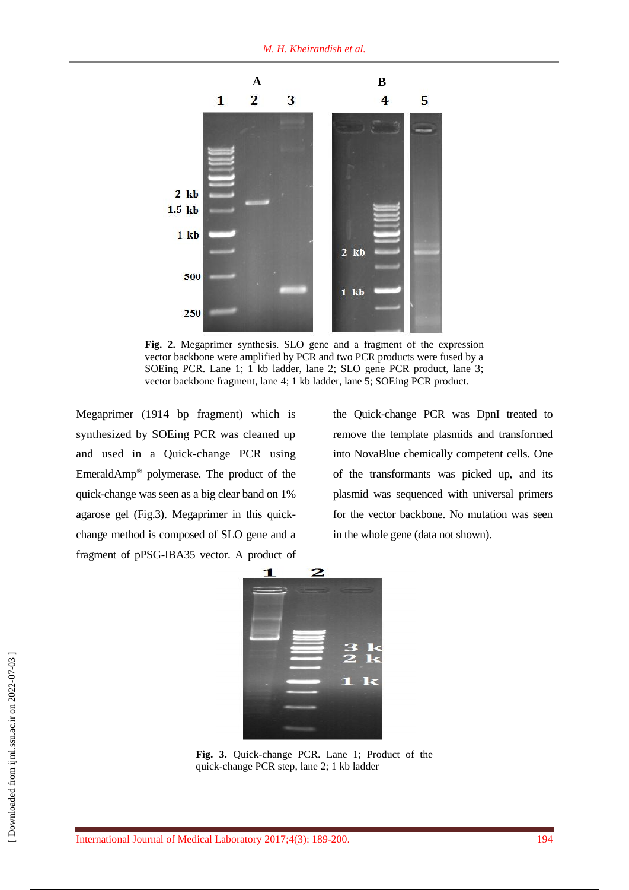**Fig. 2.** Megaprimer synthesis. SLO gene and a fragment of the expression vector backbone were amplified by PCR and two PCR products were fused by a SOEing PCR. Lane 1; 1 kb ladder, lane 2; SLO gene PCR product, lane 3; vector backbone fragment, lane 4; 1 kb ladder, lane 5; SOEing PCR product.

Megaprimer (1914 bp fragment) which is synthesized by SOEing PCR was cleaned up and used in a Quick-change PCR using EmeraldAmp® polymerase. The product of the quick-change was seen as a big clear band on 1% agarose gel (Fig.3). Megaprimer in this quick-change method is composed of SLO gene and a fragment of pPSG-IBA35 vector. A product of the Quick-change PCR was DpnI treated to remove the template plasmids and transformed into NovaBlue chemically competent cells. One of the transformants was picked up, and its plasmid was sequenced with universal primers for the vector backbone. No mutation was seen in the whole gene (data not shown).

**Fig. 3.** Quick-change PCR. Lane 1; Product of the quick-change PCR step, lane 2; 1 kb ladder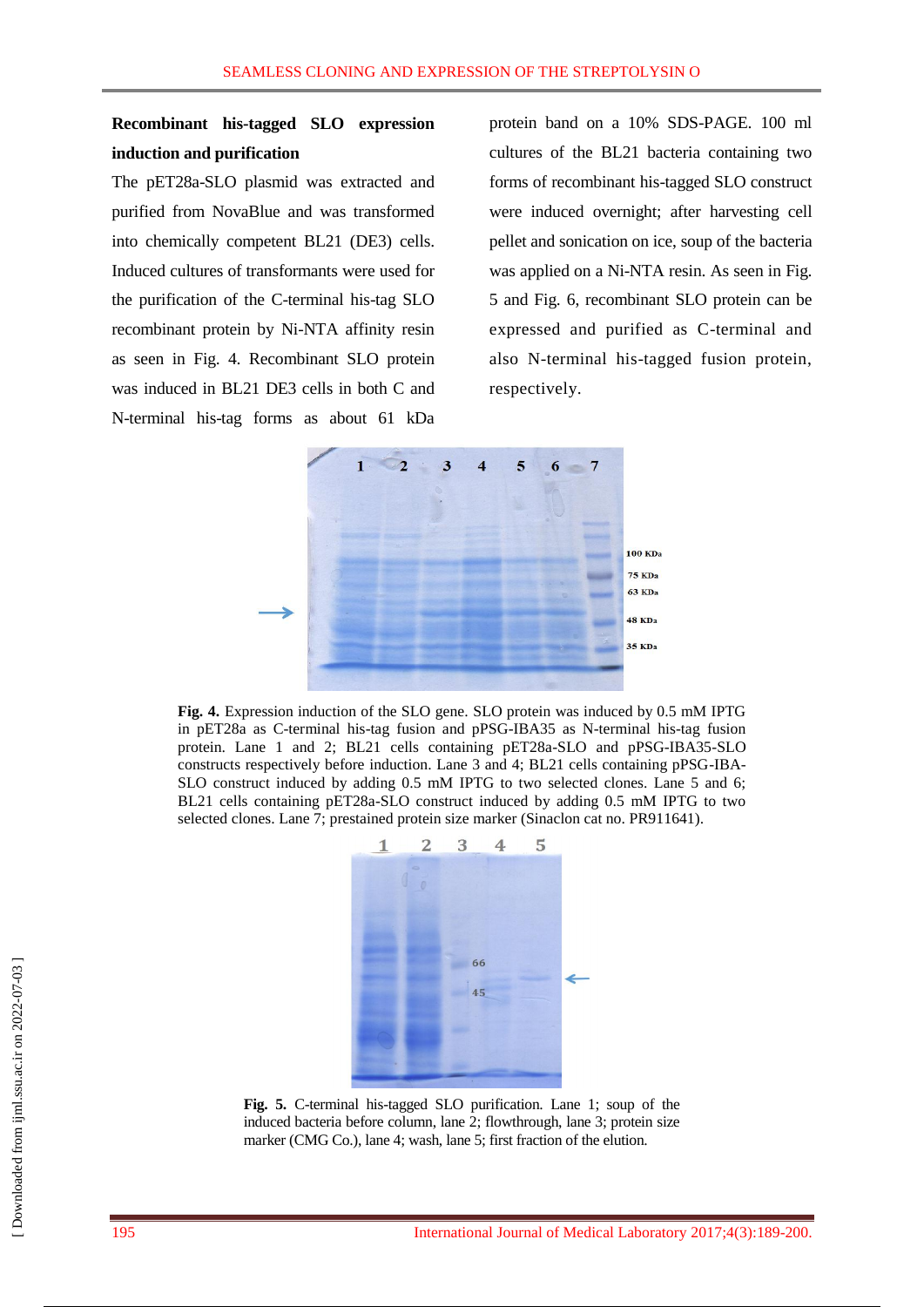**Recombinant his-tagged SLO expression induction and purification**

The pET28a-SLO plasmid was extracted and purified from NovaBlue and was transformed into chemically competent BL21 (DE3) cells. Induced cultures of transformants were used for the purification of the C-terminal his-tag SLO recombinant protein by Ni-NTA affinity resin as seen in Fig. 4. Recombinant SLO protein was induced in BL21 DE3 cells in both C and N-terminal his-tag forms as about 61 kDa protein band on a 10% SDS-PAGE. 100 ml cultures of the BL21 bacteria containing two forms of recombinant his-tagged SLO construct were induced overnight; after harvesting cell pellet and sonication on ice, soup of the bacteria was applied on a Ni-NTA resin. As seen in Fig. 5 and Fig. 6, recombinant SLO protein can be expressed and purified as C-terminal and also N-terminal his-tagged fusion protein, respectively.

**Fig. 4.** Expression induction of the SLO gene. SLO protein was induced by 0.5 mM IPTG in pET28a as C-terminal his-tag fusion and pPSG-IBA35 as N-terminal his-tag fusion protein. Lane 1 and 2; BL21 cells containing pET28a-SLO and pPSG-IBA35-SLO constructs respectively before induction. Lane 3 and 4; BL21 cells containing pPSG-IBA-SLO construct induced by adding 0.5 mM IPTG to two selected clones. Lane 5 and 6; BL21 cells containing pET28a-SLO construct induced by adding 0.5 mM IPTG to two selected clones. Lane 7; prestained protein size marker (Sinaclon cat no. PR911641).

**Fig. 5.** C-terminal his-tagged SLO purification. Lane 1; soup of the induced bacteria before column, lane 2; flowthrough, lane 3; protein size marker (CMG Co.), lane 4; wash, lane 5; first fraction of the elution.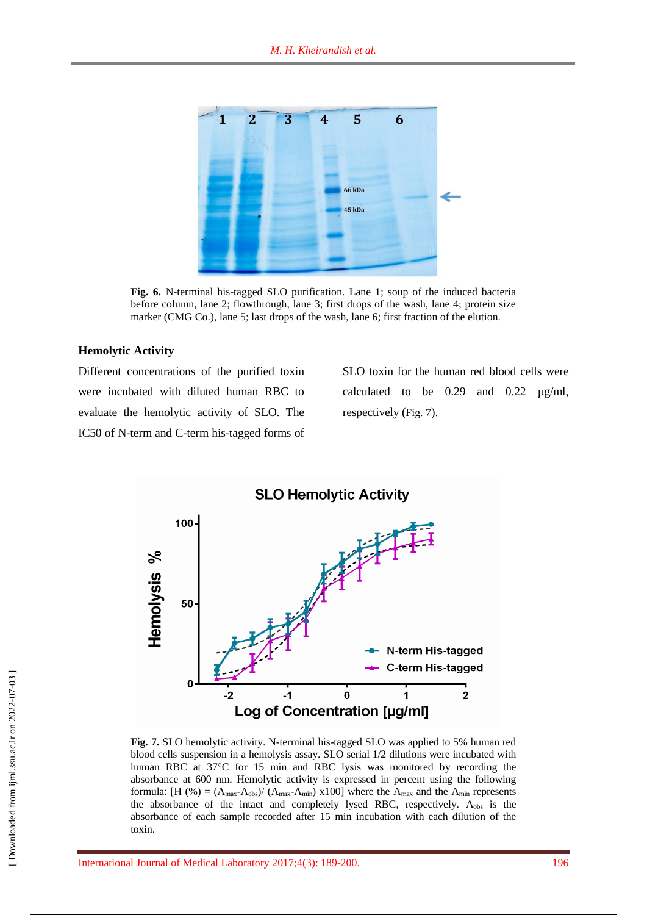**Fig. 6.** N-terminal his-tagged SLO purification. Lane 1; soup of the induced bacteria before column, lane 2; flowthrough, lane 3; first drops of the wash, lane 4; protein size marker (CMG Co.), lane 5; last drops of the wash, lane 6; first fraction of the elution.

### Hemolytic Activity

Different concentrations of the purified toxin were incubated with diluted human RBC to evaluate the hemolytic activity of SLO. The IC50 of N-term and C-term his-tagged forms of SLO toxin for the human red blood cells were calculated to be 0.29 and 0.22 µg/ml, respectively (Fig. 7).

**Fig. 7.** SLO hemolytic activity. N-terminal his-tagged SLO was applied to 5% human red blood cells suspension in a hemolysis assay. SLO serial 1/2 dilutions were incubated with human RBC at 37°C for 15 min and RBC lysis was monitored by recording the absorbance at 600 nm. Hemolytic activity is expressed in percent using the following formula: [H (%) = $(A_{max}-A_{obs})/(A_{max}-A_{min})$ x100] where the $A_{max}$ and the $A_{min}$ represents the absorbance of the intact and completely lysed RBC, respectively. $A_{obs}$ is the absorbance of each sample recorded after 15 min incubation with each dilution of the toxin.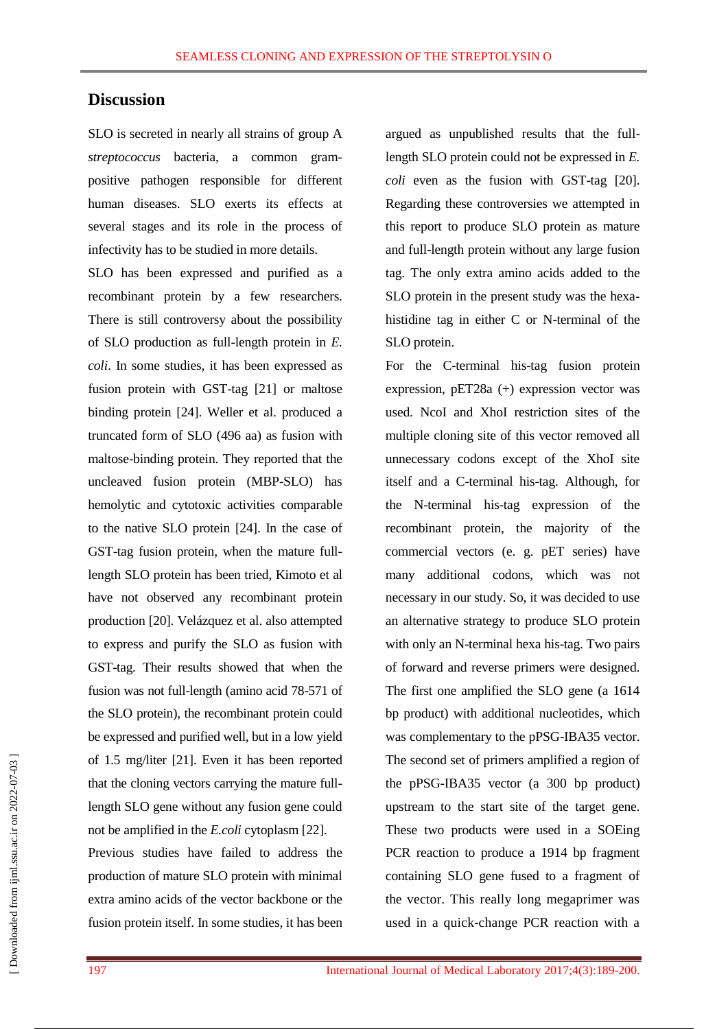## Discussion

SLO is secreted in nearly all strains of group A *streptococcus* bacteria, a common gram-positive pathogen responsible for different human diseases. SLO exerts its effects at several stages and its role in the process of infectivity has to be studied in more details.

SLO has been expressed and purified as a recombinant protein by a few researchers. There is still controversy about the possibility of SLO production as full-length protein in *E. coli*. In some studies, it has been expressed as fusion protein with GST-tag [21] or maltose binding protein [24]. Weller et al. produced a truncated form of SLO (496 aa) as fusion with maltose-binding protein. They reported that the uncleaved fusion protein (MBP-SLO) has hemolytic and cytotoxic activities comparable to the native SLO protein [24]. In the case of GST-tag fusion protein, when the mature full-length SLO protein has been tried, Kimoto et al have not observed any recombinant protein production [20]. Velázquez et al. also attempted to express and purify the SLO as fusion with GST-tag. Their results showed that when the fusion was not full-length (amino acid 78-571 of the SLO protein), the recombinant protein could be expressed and purified well, but in a low yield of 1.5 mg/liter [21]. Even it has been reported that the cloning vectors carrying the mature full-length SLO gene without any fusion gene could not be amplified in the *E.coli* cytoplasm [22].

Previous studies have failed to address the production of mature SLO protein with minimal extra amino acids of the vector backbone or the fusion protein itself. In some studies, it has been argued as unpublished results that the full-length SLO protein could not be expressed in *E. coli* even as the fusion with GST-tag [20]. Regarding these controversies we attempted in this report to produce SLO protein as mature and full-length protein without any large fusion tag. The only extra amino acids added to the SLO protein in the present study was the hexa-histidine tag in either C or N-terminal of the SLO protein.

For the C-terminal his-tag fusion protein expression, pET28a (+) expression vector was used. NcoI and XhoI restriction sites of the multiple cloning site of this vector removed all unnecessary codons except of the XhoI site itself and a C-terminal his-tag. Although, for the N-terminal his-tag expression of the recombinant protein, the majority of the commercial vectors (e. g. pET series) have many additional codons, which was not necessary in our study. So, it was decided to use an alternative strategy to produce SLO protein with only an N-terminal hexa his-tag. Two pairs of forward and reverse primers were designed. The first one amplified the SLO gene (a 1614 bp product) with additional nucleotides, which was complementary to the pPSG-IBA35 vector. The second set of primers amplified a region of the pPSG-IBA35 vector (a 300 bp product) upstream to the start site of the target gene. These two products were used in a SOEing PCR reaction to produce a 1914 bp fragment containing SLO gene fused to a fragment of the vector. This really long megaprimer was used in a quick-change PCR reaction with a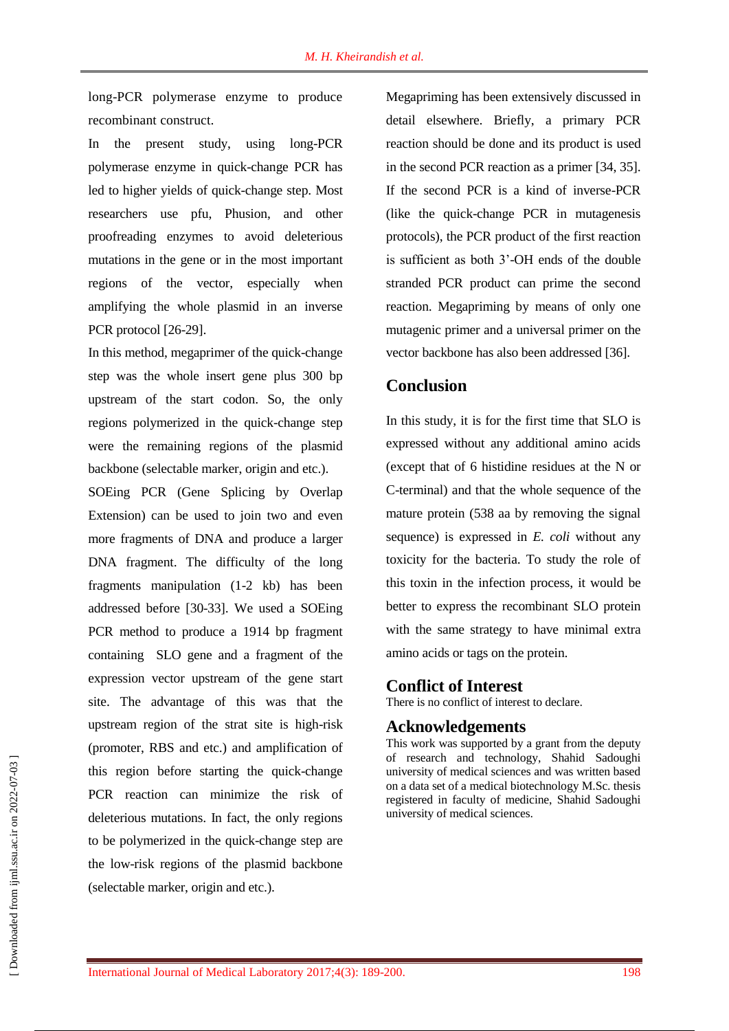long-PCR polymerase enzyme to produce recombinant construct.

In the present study, using long-PCR polymerase enzyme in quick-change PCR has led to higher yields of quick-change step. Most researchers use pfu, Phusion, and other proofreading enzymes to avoid deleterious mutations in the gene or in the most important regions of the vector, especially when amplifying the whole plasmid in an inverse PCR protocol [26-29].

In this method, megaprimer of the quick-change step was the whole insert gene plus 300 bp upstream of the start codon. So, the only regions polymerized in the quick-change step were the remaining regions of the plasmid backbone (selectable marker, origin and etc.).

SOEing PCR (Gene Splicing by Overlap Extension) can be used to join two and even more fragments of DNA and produce a larger DNA fragment. The difficulty of the long fragments manipulation (1-2 kb) has been addressed before [30-33]. We used a SOEing PCR method to produce a 1914 bp fragment containing SLO gene and a fragment of the expression vector upstream of the gene start site. The advantage of this was that the upstream region of the strat site is high-risk (promoter, RBS and etc.) and amplification of this region before starting the quick-change PCR reaction can minimize the risk of deleterious mutations. In fact, the only regions to be polymerized in the quick-change step are the low-risk regions of the plasmid backbone (selectable marker, origin and etc.).

Megapriming has been extensively discussed in detail elsewhere. Briefly, a primary PCR reaction should be done and its product is used in the second PCR reaction as a primer [34, 35]. If the second PCR is a kind of inverse-PCR (like the quick-change PCR in mutagenesis protocols), the PCR product of the first reaction is sufficient as both 3'-OH ends of the double stranded PCR product can prime the second reaction. Megapriming by means of only one mutagenic primer and a universal primer on the vector backbone has also been addressed [36].

## Conclusion

In this study, it is for the first time that SLO is expressed without any additional amino acids (except that of 6 histidine residues at the N or C-terminal) and that the whole sequence of the mature protein (538 aa by removing the signal sequence) is expressed in *E. coli* without any toxicity for the bacteria. To study the role of this toxin in the infection process, it would be better to express the recombinant SLO protein with the same strategy to have minimal extra amino acids or tags on the protein.

## Conflict of Interest

There is no conflict of interest to declare.

## Acknowledgements

This work was supported by a grant from the deputy of research and technology, Shahid Sadoughi university of medical sciences and was written based on a data set of a medical biotechnology M.Sc. thesis registered in faculty of medicine, Shahid Sadoughi university of medical sciences.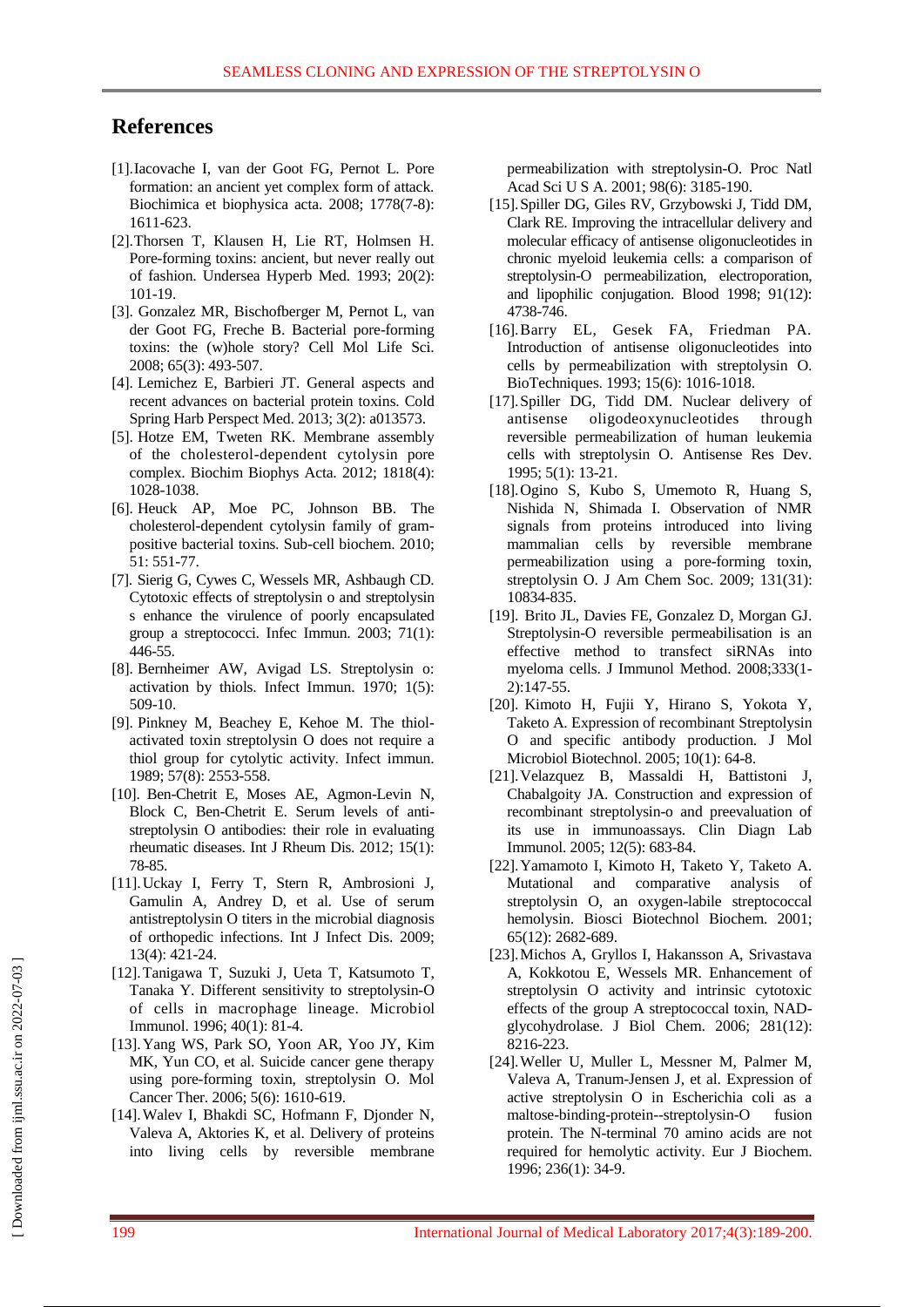## References

[1]. Iacovache I, van der Goot FG, Pernot L. Pore formation: an ancient yet complex form of attack. Biochimica et biophysica acta. 2008; 1778(7-8): 1611-623.

[2]. Thorsen T, Klausen H, Lie RT, Holmsen H. Pore-forming toxins: ancient, but never really out of fashion. Undersea Hyperb Med. 1993; 20(2): 101-19.

[3]. Gonzalez MR, Bischofberger M, Pernot L, van der Goot FG, Freche B. Bacterial pore-forming toxins: the (w)hole story? Cell Mol Life Sci. 2008; 65(3): 493-507.

[4]. Lemichez E, Barbieri JT. General aspects and recent advances on bacterial protein toxins. Cold Spring Harb Perspect Med. 2013; 3(2): a013573.

[5]. Hotze EM, Tweten RK. Membrane assembly of the cholesterol-dependent cytolysin pore complex. Biochim Biophys Acta. 2012; 1818(4): 1028-1038.

[6]. Heuck AP, Moe PC, Johnson BB. The cholesterol-dependent cytolysin family of gram-positive bacterial toxins. Sub-cell biochem. 2010; 51: 551-77.

[7]. Sierig G, Cywes C, Wessels MR, Ashbaugh CD. Cytotoxic effects of streptolysin o and streptolysin s enhance the virulence of poorly encapsulated group a streptococci. Infec Immun. 2003; 71(1): 446-55.

[8]. Bernheimer AW, Avigad LS. Streptolysin o: activation by thiols. Infect Immun. 1970; 1(5): 509-10.

[9]. Pinkney M, Beachey E, Kehoe M. The thiol-activated toxin streptolysin O does not require a thiol group for cytolytic activity. Infect immun. 1989; 57(8): 2553-558.

[10]. Ben-Chetrit E, Moses AE, Agmon-Levin N, Block C, Ben-Chetrit E. Serum levels of anti-streptolysin O antibodies: their role in evaluating rheumatic diseases. Int J Rheum Dis. 2012; 15(1): 78-85.

[11]. Uckay I, Ferry T, Stern R, Ambrosioni J, Gamulin A, Andrey D, et al. Use of serum antistreptolysin O titers in the microbial diagnosis of orthopedic infections. Int J Infect Dis. 2009; 13(4): 421-24.

[12]. Tanigawa T, Suzuki J, Ueta T, Katsumoto T, Tanaka Y. Different sensitivity to streptolysin-O of cells in macrophage lineage. Microbiol Immunol. 1996; 40(1): 81-4.

[13]. Yang WS, Park SO, Yoon AR, Yoo JY, Kim MK, Yun CO, et al. Suicide cancer gene therapy using pore-forming toxin, streptolysin O. Mol Cancer Ther. 2006; 5(6): 1610-619.

[14]. Walev I, Bhakdi SC, Hofmann F, Djonder N, Valeva A, Aktories K, et al. Delivery of proteins into living cells by reversible membrane permeabilization with streptolysin-O. Proc Natl Acad Sci U S A. 2001; 98(6): 3185-190.

[15]. Spiller DG, Giles RV, Grzybowski J, Tidd DM, Clark RE. Improving the intracellular delivery and molecular efficacy of antisense oligonucleotides in chronic myeloid leukemia cells: a comparison of streptolysin-O permeabilization, electroporation, and lipophilic conjugation. Blood 1998; 91(12): 4738-746.

[16]. Barry EL, Gesek FA, Friedman PA. Introduction of antisense oligonucleotides into cells by permeabilization with streptolysin O. BioTechniques. 1993; 15(6): 1016-1018.

[17]. Spiller DG, Tidd DM. Nuclear delivery of antisense oligodeoxynucleotides through reversible permeabilization of human leukemia cells with streptolysin O. Antisense Res Dev. 1995; 5(1): 13-21.

[18]. Ogino S, Kubo S, Umemoto R, Huang S, Nishida N, Shimada I. Observation of NMR signals from proteins introduced into living mammalian cells by reversible membrane permeabilization using a pore-forming toxin, streptolysin O. J Am Chem Soc. 2009; 131(31): 10834-835.

[19]. Brito JL, Davies FE, Gonzalez D, Morgan GJ. Streptolysin-O reversible permeabilisation is an effective method to transfect siRNAs into myeloma cells. J Immunol Method. 2008;333(1-2):147-55.

[20]. Kimoto H, Fujii Y, Hirano S, Yokota Y, Taketo A. Expression of recombinant Streptolysin O and specific antibody production. J Mol Microbiol Biotechnol. 2005; 10(1): 64-8.

[21]. Velazquez B, Massaldi H, Battistoni J, Chabalgoity JA. Construction and expression of recombinant streptolysin-o and preevaluation of its use in immunoassays. Clin Diagn Lab Immunol. 2005; 12(5): 683-84.

[22]. Yamamoto I, Kimoto H, Taketo Y, Taketo A. Mutational and comparative analysis of streptolysin O, an oxygen-labile streptococcal hemolysin. Biosci Biotechnol Biochem. 2001; 65(12): 2682-689.

[23]. Michos A, Gryllos I, Hakansson A, Srivastava A, Kokkotou E, Wessels MR. Enhancement of streptolysin O activity and intrinsic cytotoxic effects of the group A streptococcal toxin, NAD-glycohydrolase. J Biol Chem. 2006; 281(12): 8216-223.

[24]. Weller U, Muller L, Messner M, Palmer M, Valeva A, Tranum-Jensen J, et al. Expression of active streptolysin O in Escherichia coli as a maltose-binding-protein--streptolysin-O fusion protein. The N-terminal 70 amino acids are not required for hemolytic activity. Eur J Biochem. 1996; 236(1): 34-9.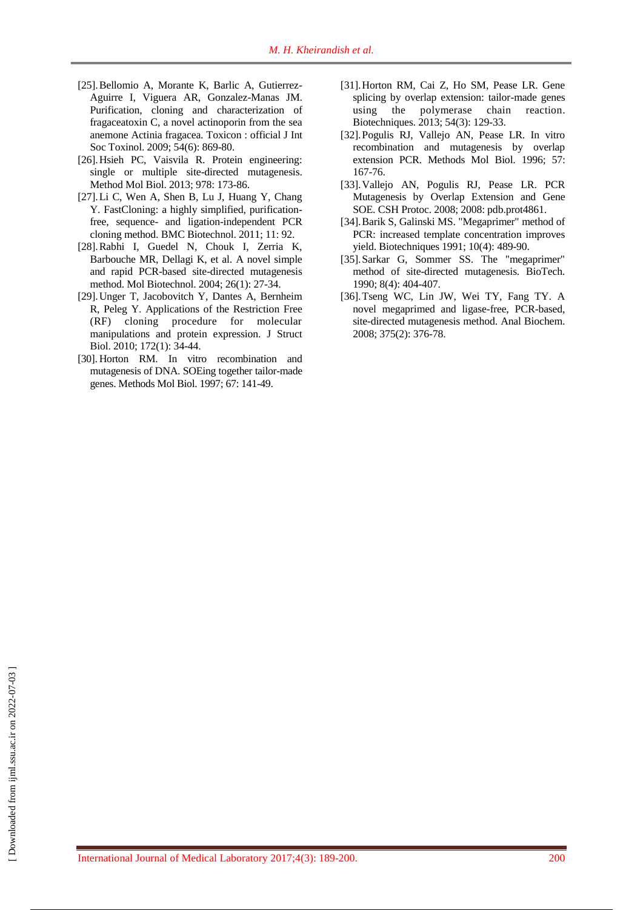[25]. Bellomio A, Morante K, Barlic A, Gutierrez-Aguirre I, Viguera AR, Gonzalez-Manas JM. Purification, cloning and characterization of fragaceatoxin C, a novel actinoporin from the sea anemone Actinia fragacea. Toxicon : official J Int Soc Toxinol. 2009; 54(6): 869-80.

[26]. Hsieh PC, Vaisvila R. Protein engineering: single or multiple site-directed mutagenesis. Method Mol Biol. 2013; 978: 173-86.

[27]. Li C, Wen A, Shen B, Lu J, Huang Y, Chang Y. FastCloning: a highly simplified, purification-free, sequence- and ligation-independent PCR cloning method. BMC Biotechnol. 2011; 11: 92.

[28]. Rabhi I, Guedel N, Chouk I, Zerria K, Barbouche MR, Dellagi K, et al. A novel simple and rapid PCR-based site-directed mutagenesis method. Mol Biotechnol. 2004; 26(1): 27-34.

[29]. Unger T, Jacobovitch Y, Dantes A, Bernheim R, Peleg Y. Applications of the Restriction Free (RF) cloning procedure for molecular manipulations and protein expression. J Struct Biol. 2010; 172(1): 34-44.

[30]. Horton RM. In vitro recombination and mutagenesis of DNA. SOEing together tailor-made genes. Methods Mol Biol. 1997; 67: 141-49.

[31]. Horton RM, Cai Z, Ho SM, Pease LR. Gene splicing by overlap extension: tailor-made genes using the polymerase chain reaction. Biotechniques. 2013; 54(3): 129-33.

[32]. Pogulis RJ, Vallejo AN, Pease LR. In vitro recombination and mutagenesis by overlap extension PCR. Methods Mol Biol. 1996; 57: 167-76.

[33]. Vallejo AN, Pogulis RJ, Pease LR. PCR Mutagenesis by Overlap Extension and Gene SOE. CSH Protoc. 2008; 2008: pdb.prot4861.

[34]. Barik S, Galinski MS. "Megaprimer" method of PCR: increased template concentration improves yield. Biotechniques 1991; 10(4): 489-90.

[35]. Sarkar G, Sommer SS. The "megaprimer" method of site-directed mutagenesis. BioTech. 1990; 8(4): 404-407.

[36]. Tseng WC, Lin JW, Wei TY, Fang TY. A novel megaprimed and ligase-free, PCR-based, site-directed mutagenesis method. Anal Biochem. 2008; 375(2): 376-78.